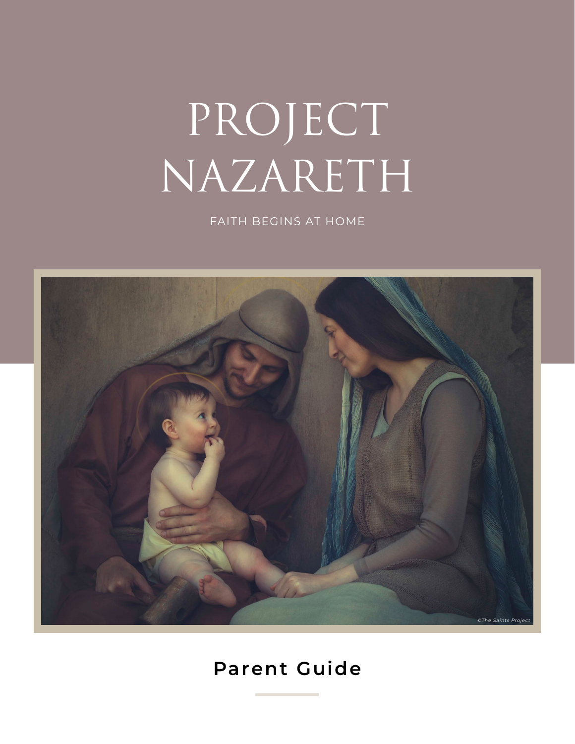# PROJECT NAZARETH

FAITH BEGINS AT HOME

©The Saints Project

## Parent Guide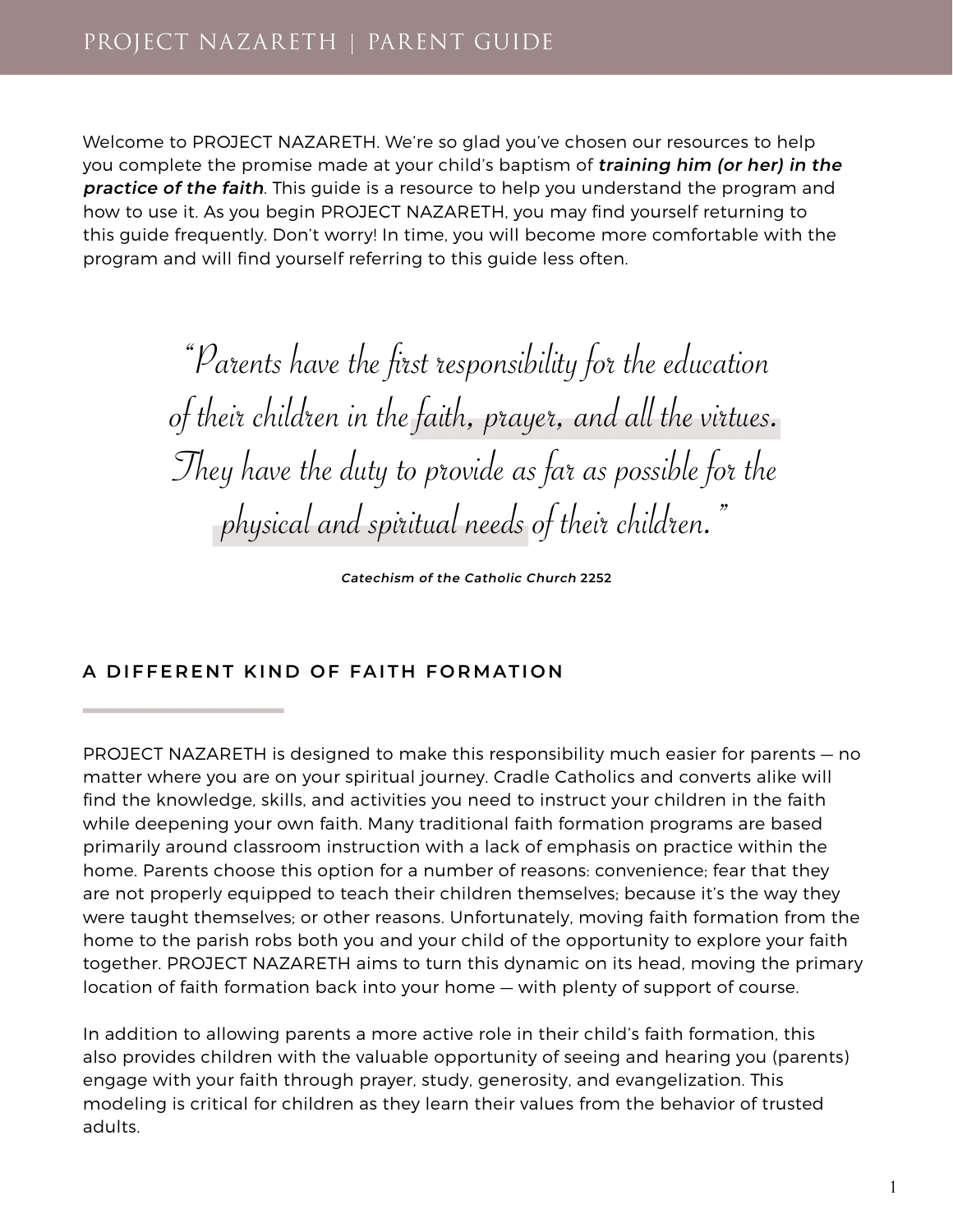Welcome to PROJECT NAZARETH. We're so glad you've chosen our resources to help you complete the promise made at your child's baptism of ***training him (or her) in the practice of the faith***. This guide is a resource to help you understand the program and how to use it. As you begin PROJECT NAZARETH, you may find yourself returning to this guide frequently. Don't worry! In time, you will become more comfortable with the program and will find yourself referring to this guide less often.

> *"Parents have the first responsibility for the education of their children in the faith, prayer, and all the virtues. They have the duty to provide as far as possible for the physical and spiritual needs of their children."*
>
> ***Catechism of the Catholic Church*** **2252**

## A DIFFERENT KIND OF FAITH FORMATION

PROJECT NAZARETH is designed to make this responsibility much easier for parents — no matter where you are on your spiritual journey. Cradle Catholics and converts alike will find the knowledge, skills, and activities you need to instruct your children in the faith while deepening your own faith. Many traditional faith formation programs are based primarily around classroom instruction with a lack of emphasis on practice within the home. Parents choose this option for a number of reasons: convenience; fear that they are not properly equipped to teach their children themselves; because it's the way they were taught themselves; or other reasons. Unfortunately, moving faith formation from the home to the parish robs both you and your child of the opportunity to explore your faith together. PROJECT NAZARETH aims to turn this dynamic on its head, moving the primary location of faith formation back into your home — with plenty of support of course.

In addition to allowing parents a more active role in their child's faith formation, this also provides children with the valuable opportunity of seeing and hearing you (parents) engage with your faith through prayer, study, generosity, and evangelization. This modeling is critical for children as they learn their values from the behavior of trusted adults.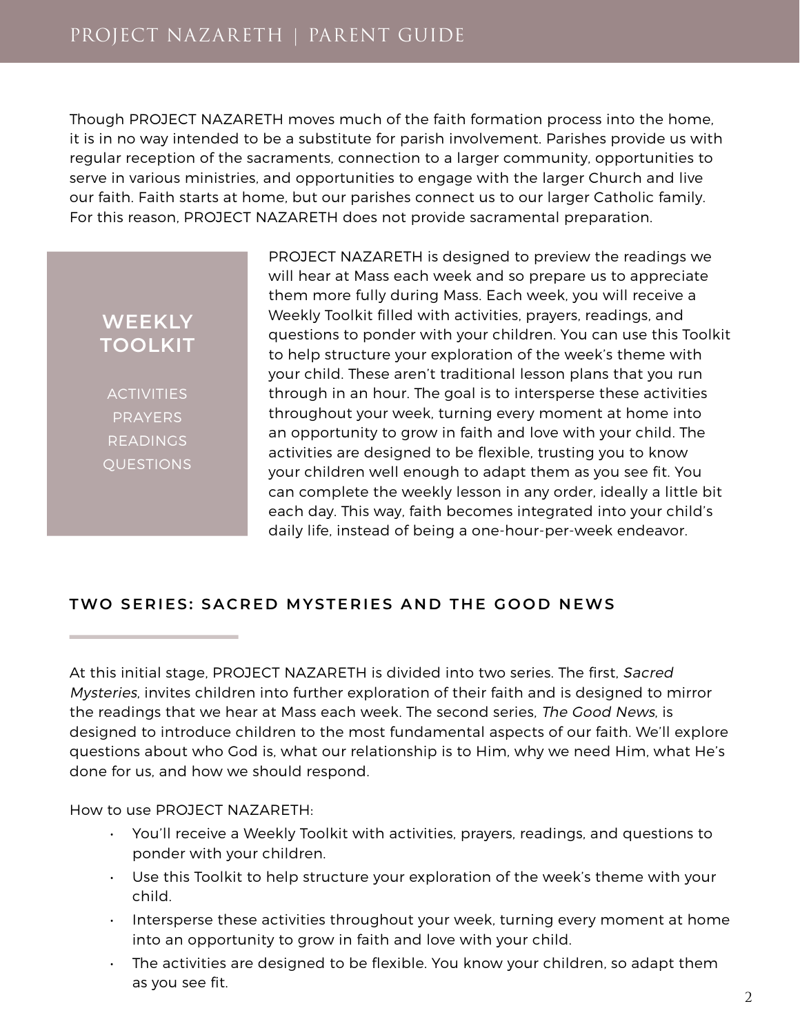Though PROJECT NAZARETH moves much of the faith formation process into the home, it is in no way intended to be a substitute for parish involvement. Parishes provide us with regular reception of the sacraments, connection to a larger community, opportunities to serve in various ministries, and opportunities to engage with the larger Church and live our faith. Faith starts at home, but our parishes connect us to our larger Catholic family. For this reason, PROJECT NAZARETH does not provide sacramental preparation.

**WEEKLY TOOLKIT**

ACTIVITIES
PRAYERS
READINGS
QUESTIONS

PROJECT NAZARETH is designed to preview the readings we will hear at Mass each week and so prepare us to appreciate them more fully during Mass. Each week, you will receive a Weekly Toolkit filled with activities, prayers, readings, and questions to ponder with your children. You can use this Toolkit to help structure your exploration of the week's theme with your child. These aren't traditional lesson plans that you run through in an hour. The goal is to intersperse these activities throughout your week, turning every moment at home into an opportunity to grow in faith and love with your child. The activities are designed to be flexible, trusting you to know your children well enough to adapt them as you see fit. You can complete the weekly lesson in any order, ideally a little bit each day. This way, faith becomes integrated into your child's daily life, instead of being a one-hour-per-week endeavor.

## TWO SERIES: SACRED MYSTERIES AND THE GOOD NEWS

At this initial stage, PROJECT NAZARETH is divided into two series. The first, *Sacred Mysteries*, invites children into further exploration of their faith and is designed to mirror the readings that we hear at Mass each week. The second series, *The Good News*, is designed to introduce children to the most fundamental aspects of our faith. We'll explore questions about who God is, what our relationship is to Him, why we need Him, what He's done for us, and how we should respond.

How to use PROJECT NAZARETH:

- You'll receive a Weekly Toolkit with activities, prayers, readings, and questions to ponder with your children.
- Use this Toolkit to help structure your exploration of the week's theme with your child.
- Intersperse these activities throughout your week, turning every moment at home into an opportunity to grow in faith and love with your child.
- The activities are designed to be flexible. You know your children, so adapt them as you see fit.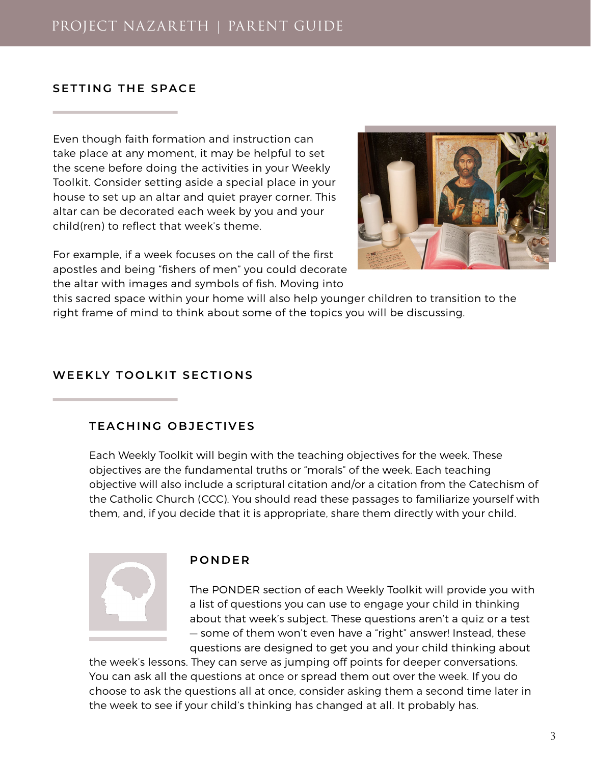## SETTING THE SPACE

Even though faith formation and instruction can take place at any moment, it may be helpful to set the scene before doing the activities in your Weekly Toolkit. Consider setting aside a special place in your house to set up an altar and quiet prayer corner. This altar can be decorated each week by you and your child(ren) to reflect that week's theme.

For example, if a week focuses on the call of the first apostles and being "fishers of men" you could decorate the altar with images and symbols of fish. Moving into this sacred space within your home will also help younger children to transition to the right frame of mind to think about some of the topics you will be discussing.

## WEEKLY TOOLKIT SECTIONS

### TEACHING OBJECTIVES

Each Weekly Toolkit will begin with the teaching objectives for the week. These objectives are the fundamental truths or "morals" of the week. Each teaching objective will also include a scriptural citation and/or a citation from the Catechism of the Catholic Church (CCC). You should read these passages to familiarize yourself with them, and, if you decide that it is appropriate, share them directly with your child.

### PONDER

The PONDER section of each Weekly Toolkit will provide you with a list of questions you can use to engage your child in thinking about that week's subject. These questions aren't a quiz or a test — some of them won't even have a "right" answer! Instead, these questions are designed to get you and your child thinking about the week's lessons. They can serve as jumping off points for deeper conversations. You can ask all the questions at once or spread them out over the week. If you do choose to ask the questions all at once, consider asking them a second time later in the week to see if your child's thinking has changed at all. It probably has.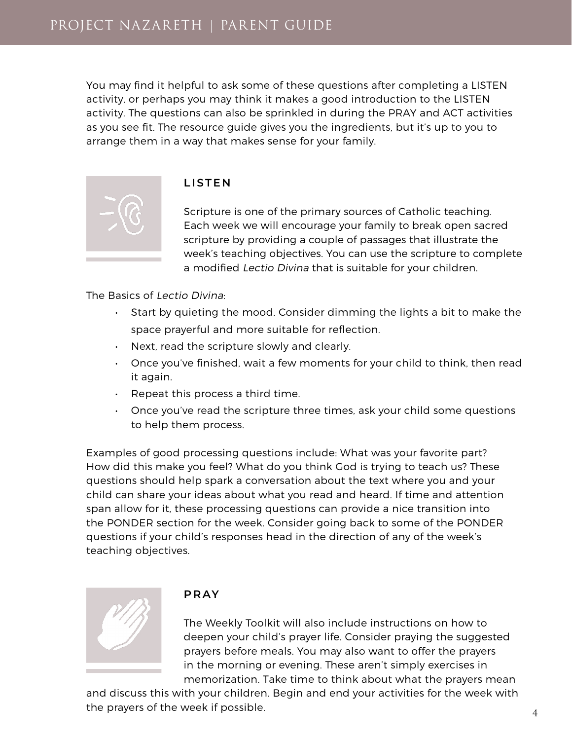You may find it helpful to ask some of these questions after completing a LISTEN activity, or perhaps you may think it makes a good introduction to the LISTEN activity. The questions can also be sprinkled in during the PRAY and ACT activities as you see fit. The resource guide gives you the ingredients, but it's up to you to arrange them in a way that makes sense for your family.

## LISTEN

Scripture is one of the primary sources of Catholic teaching. Each week we will encourage your family to break open sacred scripture by providing a couple of passages that illustrate the week's teaching objectives. You can use the scripture to complete a modified *Lectio Divina* that is suitable for your children.

The Basics of *Lectio Divina*:

- Start by quieting the mood. Consider dimming the lights a bit to make the space prayerful and more suitable for reflection.
- Next, read the scripture slowly and clearly.
- Once you've finished, wait a few moments for your child to think, then read it again.
- Repeat this process a third time.
- Once you've read the scripture three times, ask your child some questions to help them process.

Examples of good processing questions include: What was your favorite part? How did this make you feel? What do you think God is trying to teach us? These questions should help spark a conversation about the text where you and your child can share your ideas about what you read and heard. If time and attention span allow for it, these processing questions can provide a nice transition into the PONDER section for the week. Consider going back to some of the PONDER questions if your child's responses head in the direction of any of the week's teaching objectives.

## PRAY

The Weekly Toolkit will also include instructions on how to deepen your child's prayer life. Consider praying the suggested prayers before meals. You may also want to offer the prayers in the morning or evening. These aren't simply exercises in memorization. Take time to think about what the prayers mean and discuss this with your children. Begin and end your activities for the week with the prayers of the week if possible.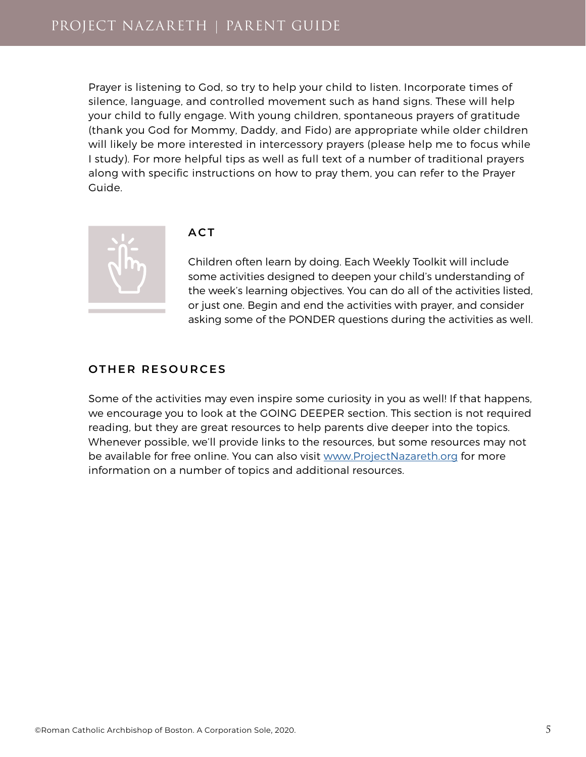Prayer is listening to God, so try to help your child to listen. Incorporate times of silence, language, and controlled movement such as hand signs. These will help your child to fully engage. With young children, spontaneous prayers of gratitude (thank you God for Mommy, Daddy, and Fido) are appropriate while older children will likely be more interested in intercessory prayers (please help me to focus while I study). For more helpful tips as well as full text of a number of traditional prayers along with specific instructions on how to pray them, you can refer to the Prayer Guide.

## ACT

Children often learn by doing. Each Weekly Toolkit will include some activities designed to deepen your child's understanding of the week's learning objectives. You can do all of the activities listed, or just one. Begin and end the activities with prayer, and consider asking some of the PONDER questions during the activities as well.

## OTHER RESOURCES

Some of the activities may even inspire some curiosity in you as well! If that happens, we encourage you to look at the GOING DEEPER section. This section is not required reading, but they are great resources to help parents dive deeper into the topics. Whenever possible, we'll provide links to the resources, but some resources may not be available for free online. You can also visit [www.ProjectNazareth.org](http://www.ProjectNazareth.org) for more information on a number of topics and additional resources.

©Roman Catholic Archbishop of Boston. A Corporation Sole, 2020.